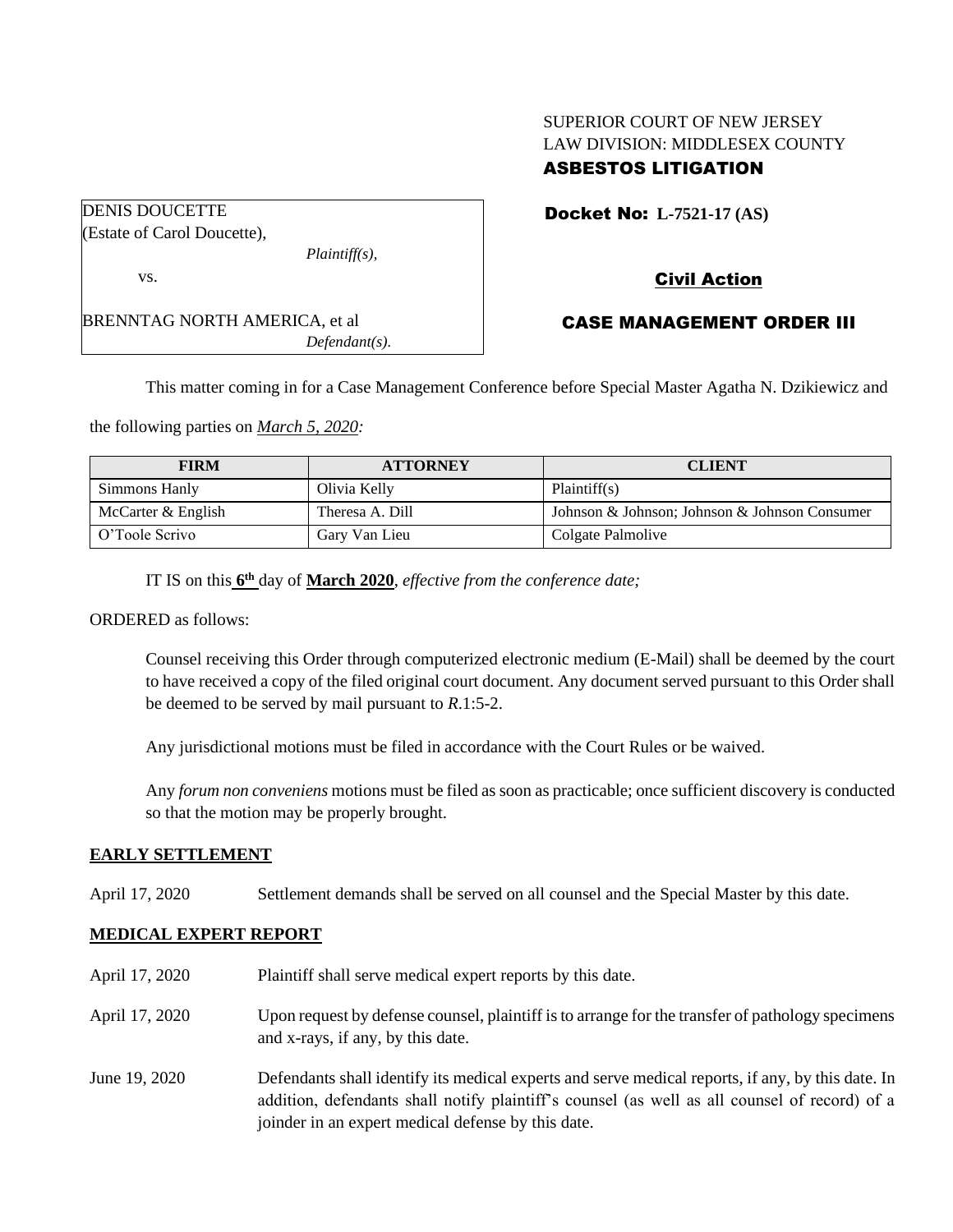SUPERIOR COURT OF NEW JERSEY
LAW DIVISION: MIDDLESEX COUNTY
**ASBESTOS LITIGATION**

DENIS DOUCETTE
(Estate of Carol Doucette),
*Plaintiff(s),*

vs.

BRENNTAG NORTH AMERICA, et al
*Defendant(s).*

**Docket No: L-7521-17 (AS)**

**Civil Action**

**CASE MANAGEMENT ORDER III**

This matter coming in for a Case Management Conference before Special Master Agatha N. Dzikiewicz and the following parties on ***March 5, 2020:***

| FIRM | ATTORNEY | CLIENT |
|---|---|---|
| Simmons Hanly | Olivia Kelly | Plaintiff(s) |
| McCarter & English | Theresa A. Dill | Johnson & Johnson; Johnson & Johnson Consumer |
| O'Toole Scrivo | Gary Van Lieu | Colgate Palmolive |

IT IS on this **6th** day of **March 2020**, *effective from the conference date;*

ORDERED as follows:

Counsel receiving this Order through computerized electronic medium (E-Mail) shall be deemed by the court to have received a copy of the filed original court document. Any document served pursuant to this Order shall be deemed to be served by mail pursuant to *R*.1:5-2.

Any jurisdictional motions must be filed in accordance with the Court Rules or be waived.

Any *forum non conveniens* motions must be filed as soon as practicable; once sufficient discovery is conducted so that the motion may be properly brought.

**EARLY SETTLEMENT**

April 17, 2020 Settlement demands shall be served on all counsel and the Special Master by this date.

**MEDICAL EXPERT REPORT**

April 17, 2020 Plaintiff shall serve medical expert reports by this date.

April 17, 2020 Upon request by defense counsel, plaintiff is to arrange for the transfer of pathology specimens and x-rays, if any, by this date.

June 19, 2020 Defendants shall identify its medical experts and serve medical reports, if any, by this date. In addition, defendants shall notify plaintiff's counsel (as well as all counsel of record) of a joinder in an expert medical defense by this date.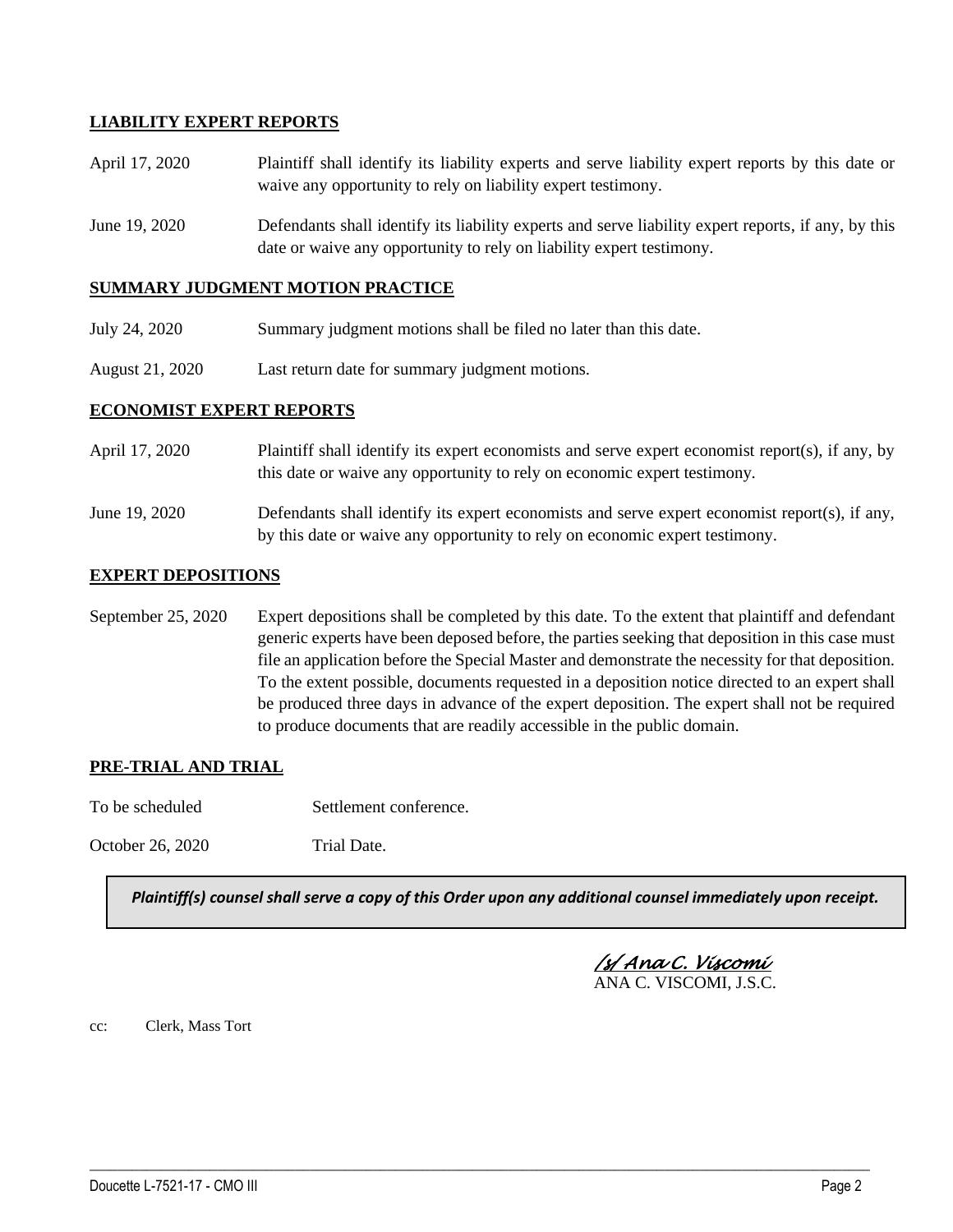## LIABILITY EXPERT REPORTS

| | |
|---|---|
| April 17, 2020 | Plaintiff shall identify its liability experts and serve liability expert reports by this date or waive any opportunity to rely on liability expert testimony. |
| June 19, 2020 | Defendants shall identify its liability experts and serve liability expert reports, if any, by this date or waive any opportunity to rely on liability expert testimony. |

## SUMMARY JUDGMENT MOTION PRACTICE

| | |
|---|---|
| July 24, 2020 | Summary judgment motions shall be filed no later than this date. |
| August 21, 2020 | Last return date for summary judgment motions. |

## ECONOMIST EXPERT REPORTS

| | |
|---|---|
| April 17, 2020 | Plaintiff shall identify its expert economists and serve expert economist report(s), if any, by this date or waive any opportunity to rely on economic expert testimony. |
| June 19, 2020 | Defendants shall identify its expert economists and serve expert economist report(s), if any, by this date or waive any opportunity to rely on economic expert testimony. |

## EXPERT DEPOSITIONS

| | |
|---|---|
| September 25, 2020 | Expert depositions shall be completed by this date. To the extent that plaintiff and defendant generic experts have been deposed before, the parties seeking that deposition in this case must file an application before the Special Master and demonstrate the necessity for that deposition. To the extent possible, documents requested in a deposition notice directed to an expert shall be produced three days in advance of the expert deposition. The expert shall not be required to produce documents that are readily accessible in the public domain. |

## PRE-TRIAL AND TRIAL

| | |
|---|---|
| To be scheduled | Settlement conference. |
| October 26, 2020 | Trial Date. |

***Plaintiff(s) counsel shall serve a copy of this Order upon any additional counsel immediately upon receipt.***

/s/ Ana C. Viscomi
ANA C. VISCOMI, J.S.C.

cc: Clerk, Mass Tort